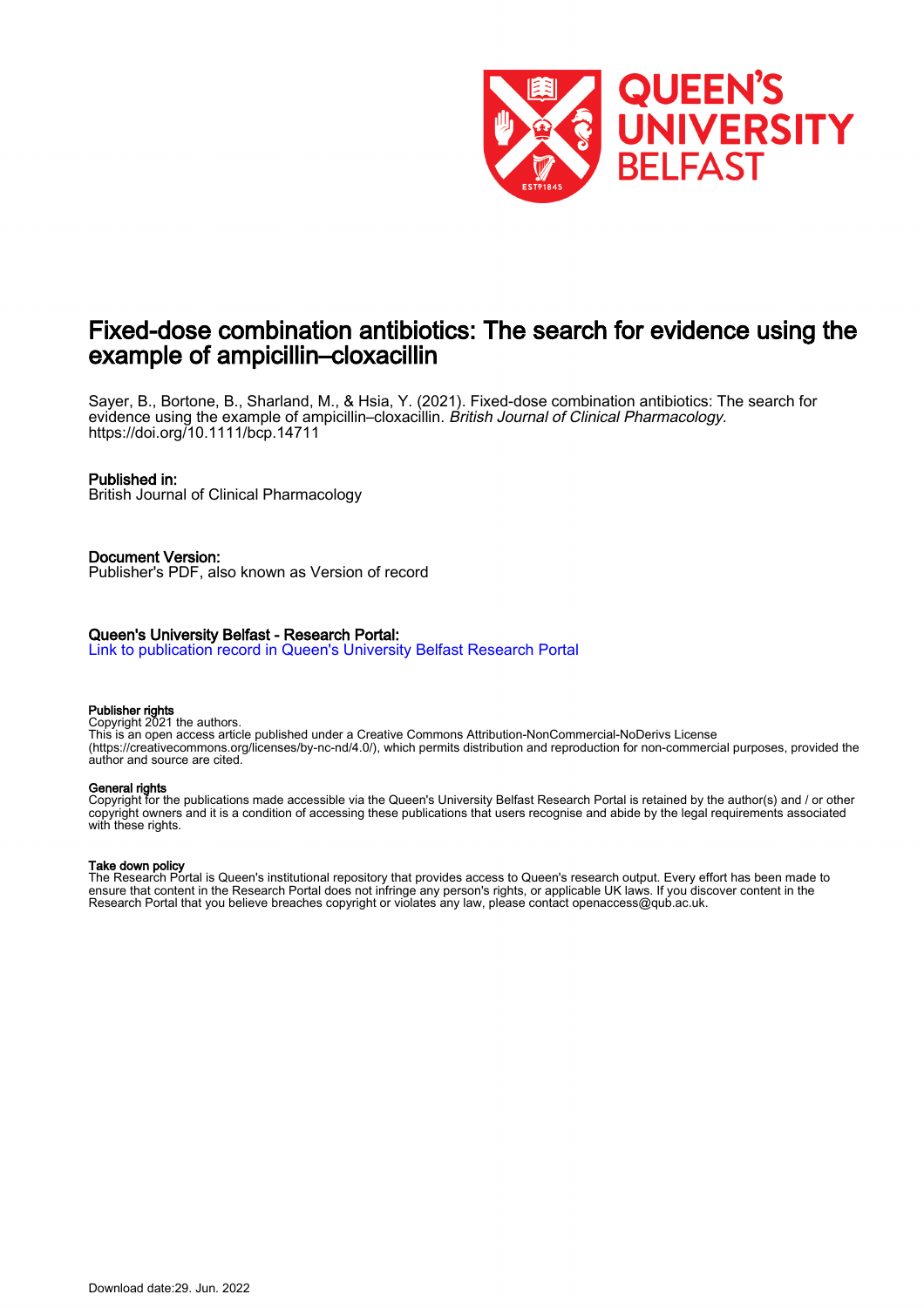# Fixed-dose combination antibiotics: The search for evidence using the example of ampicillin–cloxacillin

Sayer, B., Bortone, B., Sharland, M., & Hsia, Y. (2021). Fixed-dose combination antibiotics: The search for evidence using the example of ampicillin–cloxacillin. *British Journal of Clinical Pharmacology*. https://doi.org/10.1111/bcp.14711

**Published in:**
British Journal of Clinical Pharmacology

**Document Version:**
Publisher's PDF, also known as Version of record

**Queen's University Belfast - Research Portal:**
Link to publication record in Queen's University Belfast Research Portal

**Publisher rights**
Copyright 2021 the authors.
This is an open access article published under a Creative Commons Attribution-NonCommercial-NoDerivs License (https://creativecommons.org/licenses/by-nc-nd/4.0/), which permits distribution and reproduction for non-commercial purposes, provided the author and source are cited.

**General rights**
Copyright for the publications made accessible via the Queen's University Belfast Research Portal is retained by the author(s) and / or other copyright owners and it is a condition of accessing these publications that users recognise and abide by the legal requirements associated with these rights.

**Take down policy**
The Research Portal is Queen's institutional repository that provides access to Queen's research output. Every effort has been made to ensure that content in the Research Portal does not infringe any person's rights, or applicable UK laws. If you discover content in the Research Portal that you believe breaches copyright or violates any law, please contact openaccess@qub.ac.uk.

Download date:29. Jun. 2022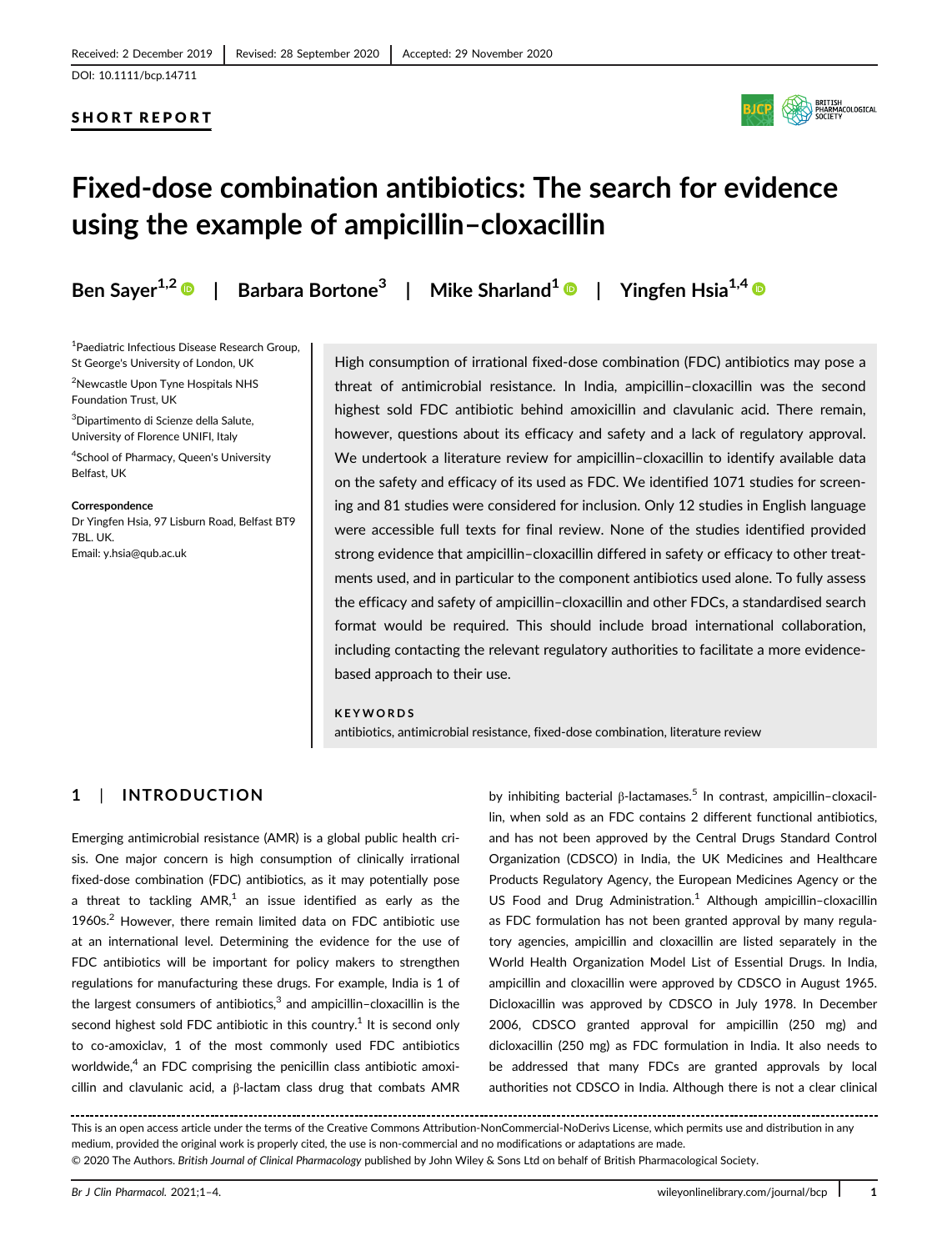Received: 2 December 2019 | Revised: 28 September 2020 | Accepted: 29 November 2020

DOI: 10.1111/bcp.14711

SHORT REPORT

# Fixed-dose combination antibiotics: The search for evidence using the example of ampicillin–cloxacillin

Ben Sayer[1,2] | Barbara Bortone[3] | Mike Sharland[1] | Yingfen Hsia[1,4]

[1]Paediatric Infectious Disease Research Group, St George's University of London, UK

[2]Newcastle Upon Tyne Hospitals NHS Foundation Trust, UK

[3]Dipartimento di Scienze della Salute, University of Florence UNIFI, Italy

[4]School of Pharmacy, Queen's University Belfast, UK

**Correspondence**

Dr Yingfen Hsia, 97 Lisburn Road, Belfast BT9 7BL. UK.
Email: y.hsia@qub.ac.uk

High consumption of irrational fixed-dose combination (FDC) antibiotics may pose a threat of antimicrobial resistance. In India, ampicillin–cloxacillin was the second highest sold FDC antibiotic behind amoxicillin and clavulanic acid. There remain, however, questions about its efficacy and safety and a lack of regulatory approval. We undertook a literature review for ampicillin–cloxacillin to identify available data on the safety and efficacy of its used as FDC. We identified 1071 studies for screening and 81 studies were considered for inclusion. Only 12 studies in English language were accessible full texts for final review. None of the studies identified provided strong evidence that ampicillin–cloxacillin differed in safety or efficacy to other treatments used, and in particular to the component antibiotics used alone. To fully assess the efficacy and safety of ampicillin–cloxacillin and other FDCs, a standardised search format would be required. This should include broad international collaboration, including contacting the relevant regulatory authorities to facilitate a more evidence-based approach to their use.

**KEYWORDS**

antibiotics, antimicrobial resistance, fixed-dose combination, literature review

## 1 | INTRODUCTION

Emerging antimicrobial resistance (AMR) is a global public health crisis. One major concern is high consumption of clinically irrational fixed-dose combination (FDC) antibiotics, as it may potentially pose a threat to tackling AMR,[1] an issue identified as early as the 1960s.[2] However, there remain limited data on FDC antibiotic use at an international level. Determining the evidence for the use of FDC antibiotics will be important for policy makers to strengthen regulations for manufacturing these drugs. For example, India is 1 of the largest consumers of antibiotics,[3] and ampicillin–cloxacillin is the second highest sold FDC antibiotic in this country.[1] It is second only to co-amoxiclav, 1 of the most commonly used FDC antibiotics worldwide,[4] an FDC comprising the penicillin class antibiotic amoxicillin and clavulanic acid, a β-lactam class drug that combats AMR by inhibiting bacterial β-lactamases.[5] In contrast, ampicillin–cloxacillin, when sold as an FDC contains 2 different functional antibiotics, and has not been approved by the Central Drugs Standard Control Organization (CDSCO) in India, the UK Medicines and Healthcare Products Regulatory Agency, the European Medicines Agency or the US Food and Drug Administration.[1] Although ampicillin–cloxacillin as FDC formulation has not been granted approval by many regulatory agencies, ampicillin and cloxacillin are listed separately in the World Health Organization Model List of Essential Drugs. In India, ampicillin and cloxacillin were approved by CDSCO in August 1965. Dicloxacillin was approved by CDSCO in July 1978. In December 2006, CDSCO granted approval for ampicillin (250 mg) and dicloxacillin (250 mg) as FDC formulation in India. It also needs to be addressed that many FDCs are granted approvals by local authorities not CDSCO in India. Although there is not a clear clinical

This is an open access article under the terms of the Creative Commons Attribution-NonCommercial-NoDerivs License, which permits use and distribution in any medium, provided the original work is properly cited, the use is non-commercial and no modifications or adaptations are made.

© 2020 The Authors. *British Journal of Clinical Pharmacology* published by John Wiley & Sons Ltd on behalf of British Pharmacological Society.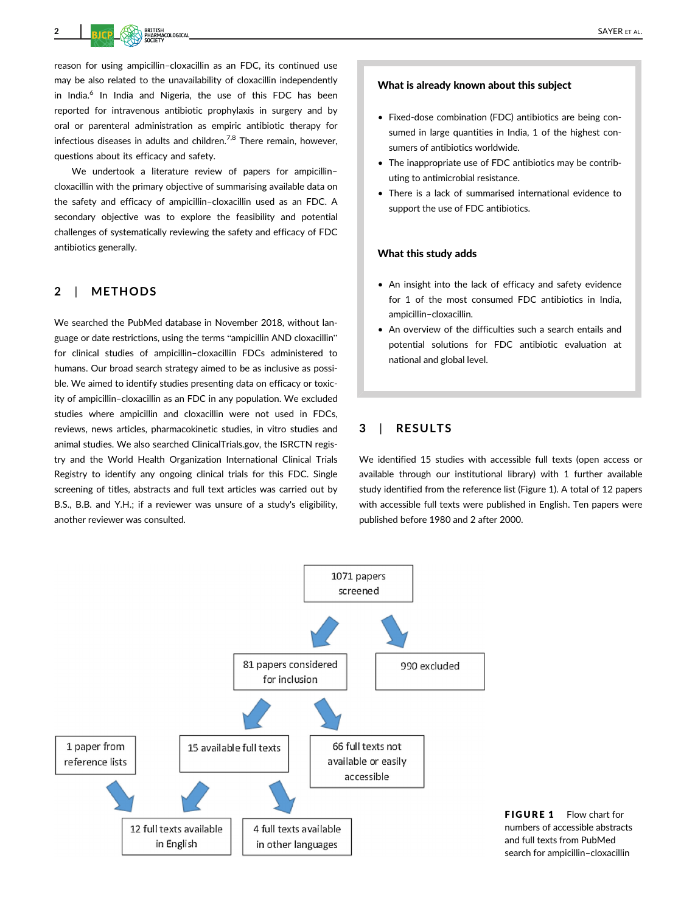reason for using ampicillin–cloxacillin as an FDC, its continued use may be also related to the unavailability of cloxacillin independently in India.[6] In India and Nigeria, the use of this FDC has been reported for intravenous antibiotic prophylaxis in surgery and by oral or parenteral administration as empiric antibiotic therapy for infectious diseases in adults and children.[7,8] There remain, however, questions about its efficacy and safety.

We undertook a literature review of papers for ampicillin–cloxacillin with the primary objective of summarising available data on the safety and efficacy of ampicillin–cloxacillin used as an FDC. A secondary objective was to explore the feasibility and potential challenges of systematically reviewing the safety and efficacy of FDC antibiotics generally.

**What is already known about this subject**

- Fixed-dose combination (FDC) antibiotics are being consumed in large quantities in India, 1 of the highest consumers of antibiotics worldwide.
- The inappropriate use of FDC antibiotics may be contributing to antimicrobial resistance.
- There is a lack of summarised international evidence to support the use of FDC antibiotics.

**What this study adds**

- An insight into the lack of efficacy and safety evidence for 1 of the most consumed FDC antibiotics in India, ampicillin–cloxacillin.
- An overview of the difficulties such a search entails and potential solutions for FDC antibiotic evaluation at national and global level.

## 2 | METHODS

We searched the PubMed database in November 2018, without language or date restrictions, using the terms "ampicillin AND cloxacillin" for clinical studies of ampicillin–cloxacillin FDCs administered to humans. Our broad search strategy aimed to be as inclusive as possible. We aimed to identify studies presenting data on efficacy or toxicity of ampicillin–cloxacillin as an FDC in any population. We excluded studies where ampicillin and cloxacillin were not used in FDCs, reviews, news articles, pharmacokinetic studies, in vitro studies and animal studies. We also searched ClinicalTrials.gov, the ISRCTN registry and the World Health Organization International Clinical Trials Registry to identify any ongoing clinical trials for this FDC. Single screening of titles, abstracts and full text articles was carried out by B.S., B.B. and Y.H.; if a reviewer was unsure of a study's eligibility, another reviewer was consulted.

## 3 | RESULTS

We identified 15 studies with accessible full texts (open access or available through our institutional library) with 1 further available study identified from the reference list (Figure 1). A total of 12 papers with accessible full texts were published in English. Ten papers were published before 1980 and 2 after 2000.

1071 papers screened → 81 papers considered for inclusion; 990 excluded

81 papers considered for inclusion → 15 available full texts; 66 full texts not available or easily accessible

1 paper from reference lists + 15 available full texts → 12 full texts available in English; 4 full texts available in other languages

**FIGURE 1** Flow chart for numbers of accessible abstracts and full texts from PubMed search for ampicillin–cloxacillin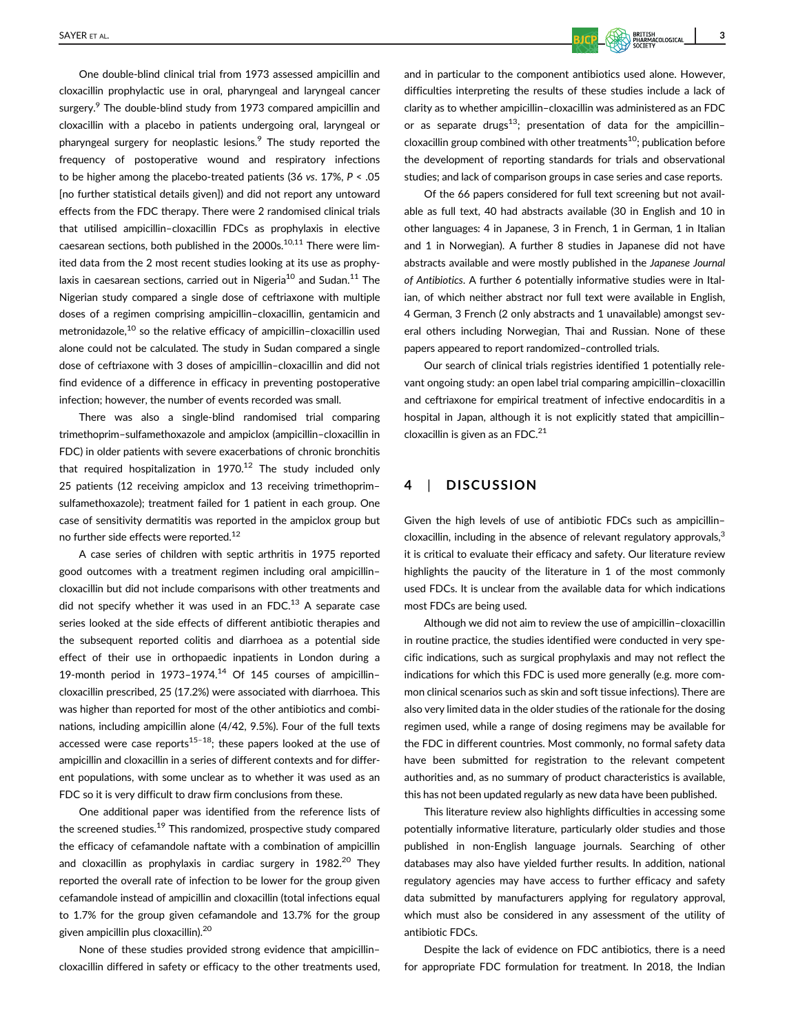One double-blind clinical trial from 1973 assessed ampicillin and cloxacillin prophylactic use in oral, pharyngeal and laryngeal cancer surgery.[9] The double-blind study from 1973 compared ampicillin and cloxacillin with a placebo in patients undergoing oral, laryngeal or pharyngeal surgery for neoplastic lesions.[9] The study reported the frequency of postoperative wound and respiratory infections to be higher among the placebo-treated patients (36 *vs*. 17%, $P < .05$ [no further statistical details given]) and did not report any untoward effects from the FDC therapy. There were 2 randomised clinical trials that utilised ampicillin–cloxacillin FDCs as prophylaxis in elective caesarean sections, both published in the 2000s.[10,11] There were limited data from the 2 most recent studies looking at its use as prophylaxis in caesarean sections, carried out in Nigeria[10] and Sudan.[11] The Nigerian study compared a single dose of ceftriaxone with multiple doses of a regimen comprising ampicillin–cloxacillin, gentamicin and metronidazole,[10] so the relative efficacy of ampicillin–cloxacillin used alone could not be calculated. The study in Sudan compared a single dose of ceftriaxone with 3 doses of ampicillin–cloxacillin and did not find evidence of a difference in efficacy in preventing postoperative infection; however, the number of events recorded was small.

There was also a single-blind randomised trial comparing trimethoprim–sulfamethoxazole and ampiclox (ampicillin–cloxacillin in FDC) in older patients with severe exacerbations of chronic bronchitis that required hospitalization in 1970.[12] The study included only 25 patients (12 receiving ampiclox and 13 receiving trimethoprim–sulfamethoxazole); treatment failed for 1 patient in each group. One case of sensitivity dermatitis was reported in the ampiclox group but no further side effects were reported.[12]

A case series of children with septic arthritis in 1975 reported good outcomes with a treatment regimen including oral ampicillin–cloxacillin but did not include comparisons with other treatments and did not specify whether it was used in an FDC.[13] A separate case series looked at the side effects of different antibiotic therapies and the subsequent reported colitis and diarrhoea as a potential side effect of their use in orthopaedic inpatients in London during a 19-month period in 1973–1974.[14] Of 145 courses of ampicillin–cloxacillin prescribed, 25 (17.2%) were associated with diarrhoea. This was higher than reported for most of the other antibiotics and combinations, including ampicillin alone (4/42, 9.5%). Four of the full texts accessed were case reports[15–18]; these papers looked at the use of ampicillin and cloxacillin in a series of different contexts and for different populations, with some unclear as to whether it was used as an FDC so it is very difficult to draw firm conclusions from these.

One additional paper was identified from the reference lists of the screened studies.[19] This randomized, prospective study compared the efficacy of cefamandole naftate with a combination of ampicillin and cloxacillin as prophylaxis in cardiac surgery in 1982.[20] They reported the overall rate of infection to be lower for the group given cefamandole instead of ampicillin and cloxacillin (total infections equal to 1.7% for the group given cefamandole and 13.7% for the group given ampicillin plus cloxacillin).[20]

None of these studies provided strong evidence that ampicillin–cloxacillin differed in safety or efficacy to the other treatments used, and in particular to the component antibiotics used alone. However, difficulties interpreting the results of these studies include a lack of clarity as to whether ampicillin–cloxacillin was administered as an FDC or as separate drugs[13]; presentation of data for the ampicillin–cloxacillin group combined with other treatments[10]; publication before the development of reporting standards for trials and observational studies; and lack of comparison groups in case series and case reports.

Of the 66 papers considered for full text screening but not available as full text, 40 had abstracts available (30 in English and 10 in other languages: 4 in Japanese, 3 in French, 1 in German, 1 in Italian and 1 in Norwegian). A further 8 studies in Japanese did not have abstracts available and were mostly published in the *Japanese Journal of Antibiotics*. A further 6 potentially informative studies were in Italian, of which neither abstract nor full text were available in English, 4 German, 3 French (2 only abstracts and 1 unavailable) amongst several others including Norwegian, Thai and Russian. None of these papers appeared to report randomized–controlled trials.

Our search of clinical trials registries identified 1 potentially relevant ongoing study: an open label trial comparing ampicillin–cloxacillin and ceftriaxone for empirical treatment of infective endocarditis in a hospital in Japan, although it is not explicitly stated that ampicillin–cloxacillin is given as an FDC.[21]

## 4 | DISCUSSION

Given the high levels of use of antibiotic FDCs such as ampicillin–cloxacillin, including in the absence of relevant regulatory approvals,[3] it is critical to evaluate their efficacy and safety. Our literature review highlights the paucity of the literature in 1 of the most commonly used FDCs. It is unclear from the available data for which indications most FDCs are being used.

Although we did not aim to review the use of ampicillin–cloxacillin in routine practice, the studies identified were conducted in very specific indications, such as surgical prophylaxis and may not reflect the indications for which this FDC is used more generally (e.g. more common clinical scenarios such as skin and soft tissue infections). There are also very limited data in the older studies of the rationale for the dosing regimen used, while a range of dosing regimens may be available for the FDC in different countries. Most commonly, no formal safety data have been submitted for registration to the relevant competent authorities and, as no summary of product characteristics is available, this has not been updated regularly as new data have been published.

This literature review also highlights difficulties in accessing some potentially informative literature, particularly older studies and those published in non-English language journals. Searching of other databases may also have yielded further results. In addition, national regulatory agencies may have access to further efficacy and safety data submitted by manufacturers applying for regulatory approval, which must also be considered in any assessment of the utility of antibiotic FDCs.

Despite the lack of evidence on FDC antibiotics, there is a need for appropriate FDC formulation for treatment. In 2018, the Indian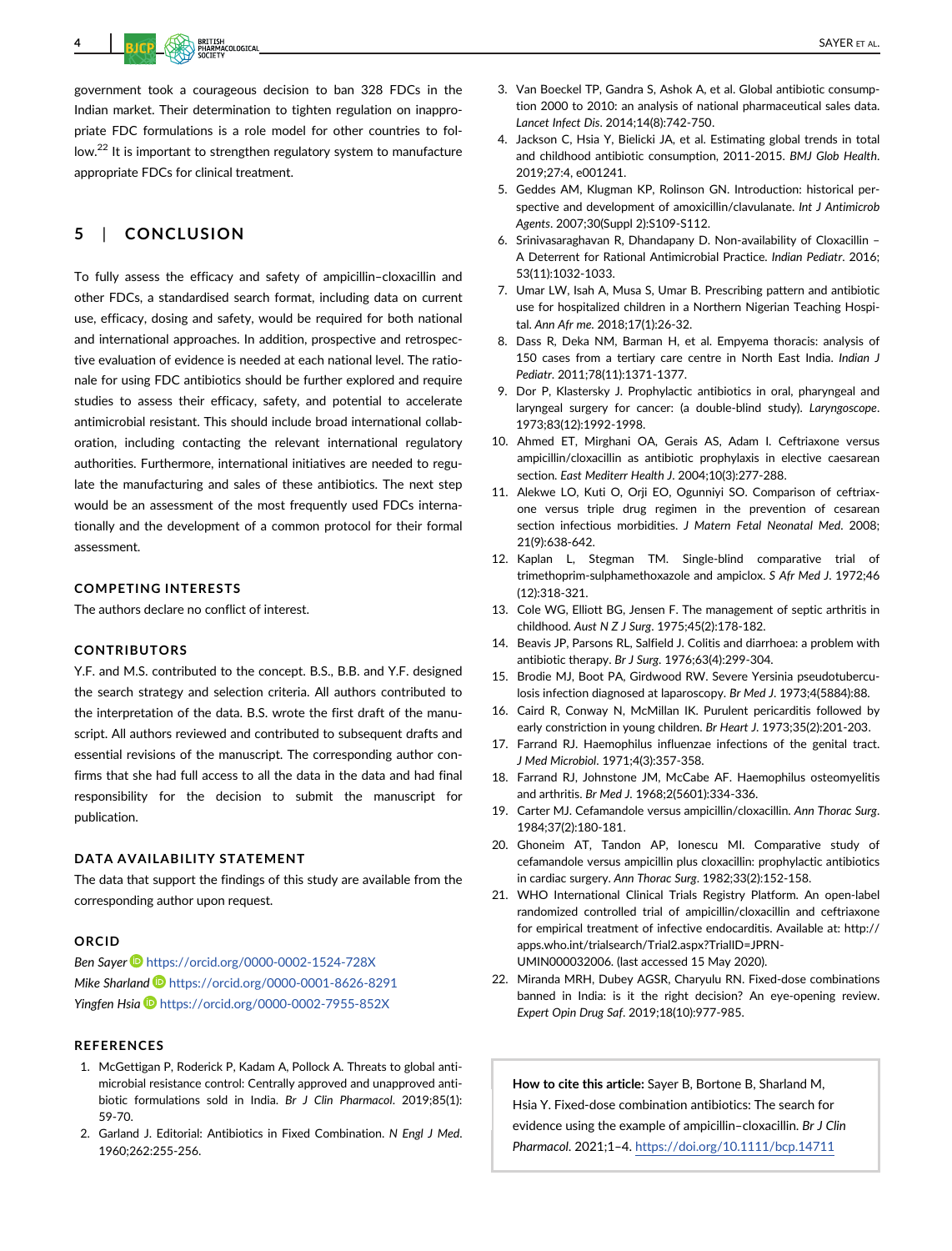government took a courageous decision to ban 328 FDCs in the Indian market. Their determination to tighten regulation on inappropriate FDC formulations is a role model for other countries to follow.[22] It is important to strengthen regulatory system to manufacture appropriate FDCs for clinical treatment.

## 5 | CONCLUSION

To fully assess the efficacy and safety of ampicillin–cloxacillin and other FDCs, a standardised search format, including data on current use, efficacy, dosing and safety, would be required for both national and international approaches. In addition, prospective and retrospective evaluation of evidence is needed at each national level. The rationale for using FDC antibiotics should be further explored and require studies to assess their efficacy, safety, and potential to accelerate antimicrobial resistant. This should include broad international collaboration, including contacting the relevant international regulatory authorities. Furthermore, international initiatives are needed to regulate the manufacturing and sales of these antibiotics. The next step would be an assessment of the most frequently used FDCs internationally and the development of a common protocol for their formal assessment.

### COMPETING INTERESTS

The authors declare no conflict of interest.

### CONTRIBUTORS

Y.F. and M.S. contributed to the concept. B.S., B.B. and Y.F. designed the search strategy and selection criteria. All authors contributed to the interpretation of the data. B.S. wrote the first draft of the manuscript. All authors reviewed and contributed to subsequent drafts and essential revisions of the manuscript. The corresponding author confirms that she had full access to all the data in the data and had final responsibility for the decision to submit the manuscript for publication.

### DATA AVAILABILITY STATEMENT

The data that support the findings of this study are available from the corresponding author upon request.

### ORCID

*Ben Sayer* https://orcid.org/0000-0002-1524-728X
*Mike Sharland* https://orcid.org/0000-0001-8626-8291
*Yingfen Hsia* https://orcid.org/0000-0002-7955-852X

### REFERENCES

1. McGettigan P, Roderick P, Kadam A, Pollock A. Threats to global antimicrobial resistance control: Centrally approved and unapproved antibiotic formulations sold in India. *Br J Clin Pharmacol*. 2019;85(1):59-70.
2. Garland J. Editorial: Antibiotics in Fixed Combination. *N Engl J Med*. 1960;262:255-256.
3. Van Boeckel TP, Gandra S, Ashok A, et al. Global antibiotic consumption 2000 to 2010: an analysis of national pharmaceutical sales data. *Lancet Infect Dis*. 2014;14(8):742-750.
4. Jackson C, Hsia Y, Bielicki JA, et al. Estimating global trends in total and childhood antibiotic consumption, 2011-2015. *BMJ Glob Health*. 2019;27:4, e001241.
5. Geddes AM, Klugman KP, Rolinson GN. Introduction: historical perspective and development of amoxicillin/clavulanate. *Int J Antimicrob Agents*. 2007;30(Suppl 2):S109-S112.
6. Srinivasaraghavan R, Dhandapany D. Non-availability of Cloxacillin – A Deterrent for Rational Antimicrobial Practice. *Indian Pediatr*. 2016;53(11):1032-1033.
7. Umar LW, Isah A, Musa S, Umar B. Prescribing pattern and antibiotic use for hospitalized children in a Northern Nigerian Teaching Hospital. *Ann Afr me*. 2018;17(1):26-32.
8. Dass R, Deka NM, Barman H, et al. Empyema thoracis: analysis of 150 cases from a tertiary care centre in North East India. *Indian J Pediatr*. 2011;78(11):1371-1377.
9. Dor P, Klastersky J. Prophylactic antibiotics in oral, pharyngeal and laryngeal surgery for cancer: (a double-blind study). *Laryngoscope*. 1973;83(12):1992-1998.
10. Ahmed ET, Mirghani OA, Gerais AS, Adam I. Ceftriaxone versus ampicillin/cloxacillin as antibiotic prophylaxis in elective caesarean section. *East Mediterr Health J*. 2004;10(3):277-288.
11. Alekwe LO, Kuti O, Orji EO, Ogunniyi SO. Comparison of ceftriaxone versus triple drug regimen in the prevention of cesarean section infectious morbidities. *J Matern Fetal Neonatal Med*. 2008;21(9):638-642.
12. Kaplan L, Stegman TM. Single-blind comparative trial of trimethoprim-sulphamethoxazole and ampiclox. *S Afr Med J*. 1972;46(12):318-321.
13. Cole WG, Elliott BG, Jensen F. The management of septic arthritis in childhood. *Aust N Z J Surg*. 1975;45(2):178-182.
14. Beavis JP, Parsons RL, Salfield J. Colitis and diarrhoea: a problem with antibiotic therapy. *Br J Surg*. 1976;63(4):299-304.
15. Brodie MJ, Boot PA, Girdwood RW. Severe Yersinia pseudotuberculosis infection diagnosed at laparoscopy. *Br Med J*. 1973;4(5884):88.
16. Caird R, Conway N, McMillan IK. Purulent pericarditis followed by early constriction in young children. *Br Heart J*. 1973;35(2):201-203.
17. Farrand RJ. Haemophilus influenzae infections of the genital tract. *J Med Microbiol*. 1971;4(3):357-358.
18. Farrand RJ, Johnstone JM, McCabe AF. Haemophilus osteomyelitis and arthritis. *Br Med J*. 1968;2(5601):334-336.
19. Carter MJ. Cefamandole versus ampicillin/cloxacillin. *Ann Thorac Surg*. 1984;37(2):180-181.
20. Ghoneim AT, Tandon AP, Ionescu MI. Comparative study of cefamandole versus ampicillin plus cloxacillin: prophylactic antibiotics in cardiac surgery. *Ann Thorac Surg*. 1982;33(2):152-158.
21. WHO International Clinical Trials Registry Platform. An open-label randomized controlled trial of ampicillin/cloxacillin and ceftriaxone for empirical treatment of infective endocarditis. Available at: http://apps.who.int/trialsearch/Trial2.aspx?TrialID=JPRN-UMIN000032006. (last accessed 15 May 2020).
22. Miranda MRH, Dubey AGSR, Charyulu RN. Fixed-dose combinations banned in India: is it the right decision? An eye-opening review. *Expert Opin Drug Saf*. 2019;18(10):977-985.

**How to cite this article:** Sayer B, Bortone B, Sharland M, Hsia Y. Fixed-dose combination antibiotics: The search for evidence using the example of ampicillin–cloxacillin. *Br J Clin Pharmacol*. 2021;1–4. https://doi.org/10.1111/bcp.14711